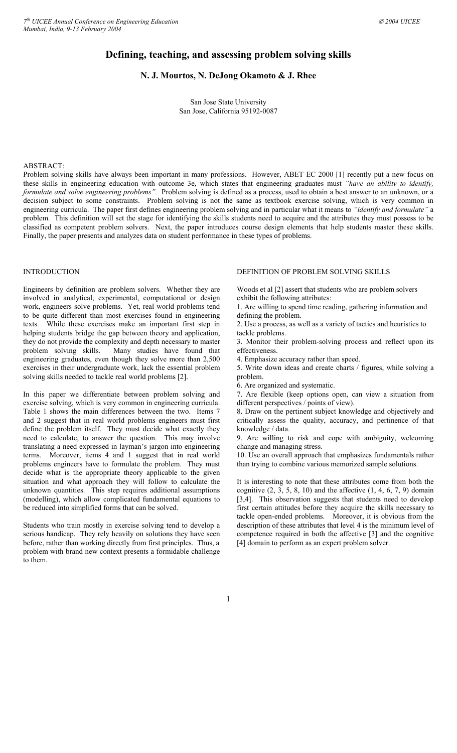# Defining, teaching, and assessing problem solving skills

**N. J. Mourtos, N. DeJong Okamoto & J. Rhee**

San Jose State University
San Jose, California 95192-0087

ABSTRACT:

Problem solving skills have always been important in many professions. However, ABET EC 2000 [1] recently put a new focus on these skills in engineering education with outcome 3e, which states that engineering graduates must *"have an ability to identify, formulate and solve engineering problems".* Problem solving is defined as a process, used to obtain a best answer to an unknown, or a decision subject to some constraints. Problem solving is not the same as textbook exercise solving, which is very common in engineering curricula. The paper first defines engineering problem solving and in particular what it means to *"identify and formulate"* a problem. This definition will set the stage for identifying the skills students need to acquire and the attributes they must possess to be classified as competent problem solvers. Next, the paper introduces course design elements that help students master these skills. Finally, the paper presents and analyzes data on student performance in these types of problems.

## INTRODUCTION

Engineers by definition are problem solvers. Whether they are involved in analytical, experimental, computational or design work, engineers solve problems. Yet, real world problems tend to be quite different than most exercises found in engineering texts. While these exercises make an important first step in helping students bridge the gap between theory and application, they do not provide the complexity and depth necessary to master problem solving skills. Many studies have found that engineering graduates, even though they solve more than 2,500 exercises in their undergraduate work, lack the essential problem solving skills needed to tackle real world problems [2].

In this paper we differentiate between problem solving and exercise solving, which is very common in engineering curricula. Table 1 shows the main differences between the two. Items 7 and 2 suggest that in real world problems engineers must first define the problem itself. They must decide what exactly they need to calculate, to answer the question. This may involve translating a need expressed in layman's jargon into engineering terms. Moreover, items 4 and 1 suggest that in real world problems engineers have to formulate the problem. They must decide what is the appropriate theory applicable to the given situation and what approach they will follow to calculate the unknown quantities. This step requires additional assumptions (modelling), which allow complicated fundamental equations to be reduced into simplified forms that can be solved.

Students who train mostly in exercise solving tend to develop a serious handicap. They rely heavily on solutions they have seen before, rather than working directly from first principles. Thus, a problem with brand new context presents a formidable challenge to them.

## DEFINITION OF PROBLEM SOLVING SKILLS

Woods et al [2] assert that students who are problem solvers exhibit the following attributes:

1. Are willing to spend time reading, gathering information and defining the problem.
2. Use a process, as well as a variety of tactics and heuristics to tackle problems.
3. Monitor their problem-solving process and reflect upon its effectiveness.
4. Emphasize accuracy rather than speed.
5. Write down ideas and create charts / figures, while solving a problem.
6. Are organized and systematic.
7. Are flexible (keep options open, can view a situation from different perspectives / points of view).
8. Draw on the pertinent subject knowledge and objectively and critically assess the quality, accuracy, and pertinence of that knowledge / data.
9. Are willing to risk and cope with ambiguity, welcoming change and managing stress.
10. Use an overall approach that emphasizes fundamentals rather than trying to combine various memorized sample solutions.

It is interesting to note that these attributes come from both the cognitive (2, 3, 5, 8, 10) and the affective (1, 4, 6, 7, 9) domain [3,4]. This observation suggests that students need to develop first certain attitudes before they acquire the skills necessary to tackle open-ended problems. Moreover, it is obvious from the description of these attributes that level 4 is the minimum level of competence required in both the affective [3] and the cognitive [4] domain to perform as an expert problem solver.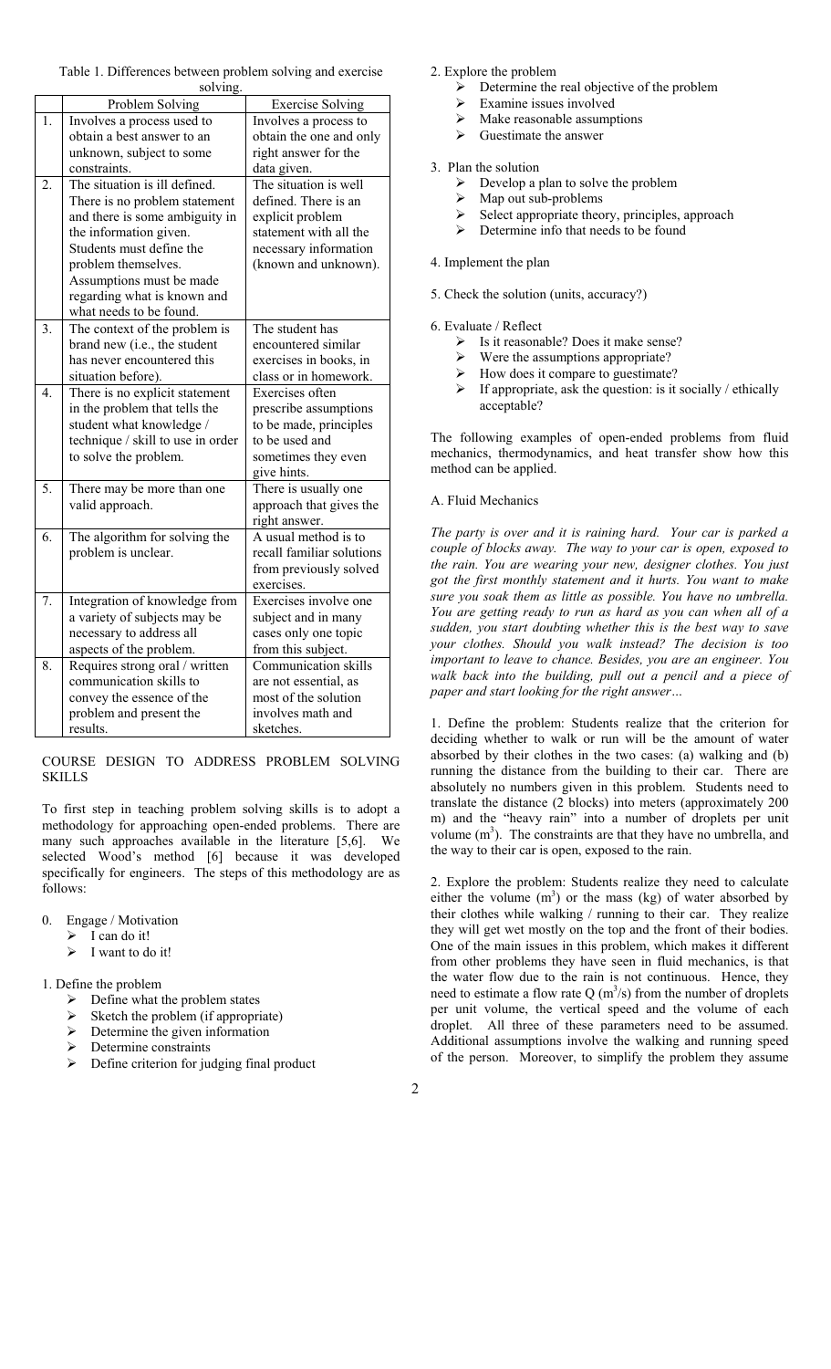Table 1. Differences between problem solving and exercise solving.

| | Problem Solving | Exercise Solving |
|---|---|---|
| 1. | Involves a process used to obtain a best answer to an unknown, subject to some constraints. | Involves a process to obtain the one and only right answer for the data given. |
| 2. | The situation is ill defined. There is no problem statement and there is some ambiguity in the information given. Students must define the problem themselves. Assumptions must be made regarding what is known and what needs to be found. | The situation is well defined. There is an explicit problem statement with all the necessary information (known and unknown). |
| 3. | The context of the problem is brand new (i.e., the student has never encountered this situation before). | The student has encountered similar exercises in books, in class or in homework. |
| 4. | There is no explicit statement in the problem that tells the student what knowledge / technique / skill to use in order to solve the problem. | Exercises often prescribe assumptions to be made, principles to be used and sometimes they even give hints. |
| 5. | There may be more than one valid approach. | There is usually one approach that gives the right answer. |
| 6. | The algorithm for solving the problem is unclear. | A usual method is to recall familiar solutions from previously solved exercises. |
| 7. | Integration of knowledge from a variety of subjects may be necessary to address all aspects of the problem. | Exercises involve one subject and in many cases only one topic from this subject. |
| 8. | Requires strong oral / written communication skills to convey the essence of the problem and present the results. | Communication skills are not essential, as most of the solution involves math and sketches. |

## COURSE DESIGN TO ADDRESS PROBLEM SOLVING SKILLS

To first step in teaching problem solving skills is to adopt a methodology for approaching open-ended problems. There are many such approaches available in the literature [5,6]. We selected Wood's method [6] because it was developed specifically for engineers. The steps of this methodology are as follows:

0. Engage / Motivation
   - I can do it!
   - I want to do it!

1. Define the problem
   - Define what the problem states
   - Sketch the problem (if appropriate)
   - Determine the given information
   - Determine constraints
   - Define criterion for judging final product

2. Explore the problem
   - Determine the real objective of the problem
   - Examine issues involved
   - Make reasonable assumptions
   - Guestimate the answer

3. Plan the solution
   - Develop a plan to solve the problem
   - Map out sub-problems
   - Select appropriate theory, principles, approach
   - Determine info that needs to be found

4. Implement the plan

5. Check the solution (units, accuracy?)

6. Evaluate / Reflect
   - Is it reasonable? Does it make sense?
   - Were the assumptions appropriate?
   - How does it compare to guestimate?
   - If appropriate, ask the question: is it socially / ethically acceptable?

The following examples of open-ended problems from fluid mechanics, thermodynamics, and heat transfer show how this method can be applied.

### A. Fluid Mechanics

*The party is over and it is raining hard. Your car is parked a couple of blocks away. The way to your car is open, exposed to the rain. You are wearing your new, designer clothes. You just got the first monthly statement and it hurts. You want to make sure you soak them as little as possible. You have no umbrella. You are getting ready to run as hard as you can when all of a sudden, you start doubting whether this is the best way to save your clothes. Should you walk instead? The decision is too important to leave to chance. Besides, you are an engineer. You walk back into the building, pull out a pencil and a piece of paper and start looking for the right answer…*

1. Define the problem: Students realize that the criterion for deciding whether to walk or run will be the amount of water absorbed by their clothes in the two cases: (a) walking and (b) running the distance from the building to their car. There are absolutely no numbers given in this problem. Students need to translate the distance (2 blocks) into meters (approximately 200 m) and the "heavy rain" into a number of droplets per unit volume ($m^3$). The constraints are that they have no umbrella, and the way to their car is open, exposed to the rain.

2. Explore the problem: Students realize they need to calculate either the volume ($m^3$) or the mass (kg) of water absorbed by their clothes while walking / running to their car. They realize they will get wet mostly on the top and the front of their bodies. One of the main issues in this problem, which makes it different from other problems they have seen in fluid mechanics, is that the water flow due to the rain is not continuous. Hence, they need to estimate a flow rate Q ($m^3$/s) from the number of droplets per unit volume, the vertical speed and the volume of each droplet. All three of these parameters need to be assumed. Additional assumptions involve the walking and running speed of the person. Moreover, to simplify the problem they assume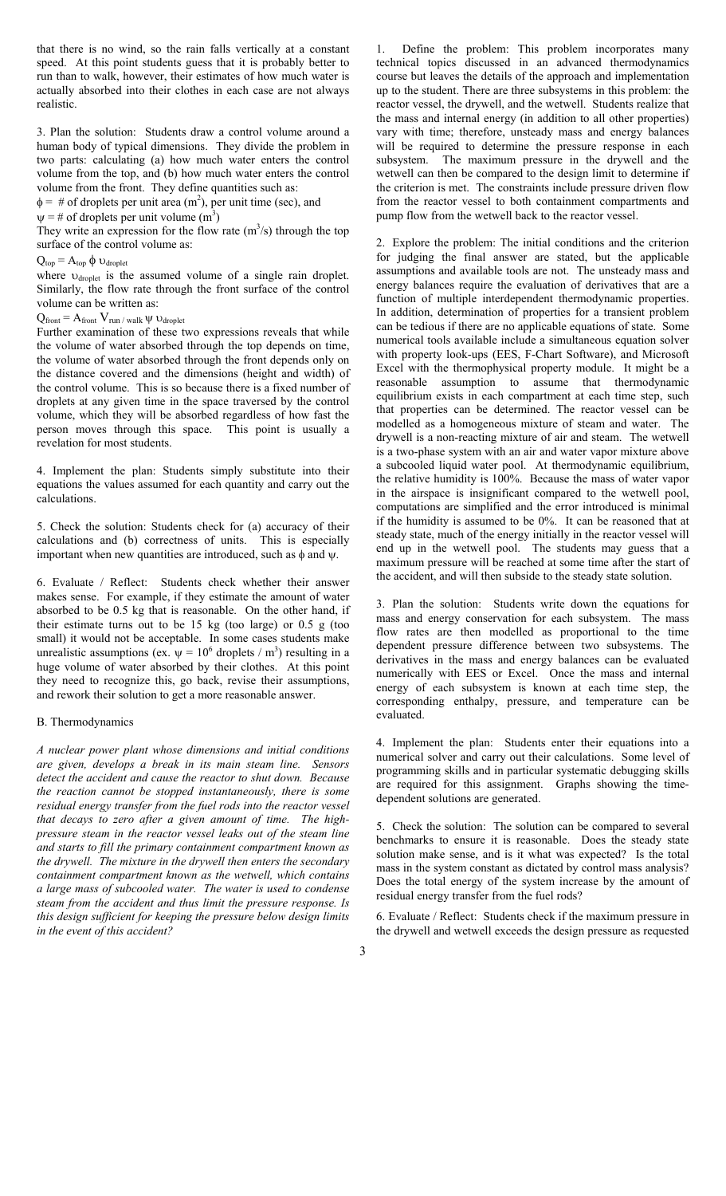that there is no wind, so the rain falls vertically at a constant speed. At this point students guess that it is probably better to run than to walk, however, their estimates of how much water is actually absorbed into their clothes in each case are not always realistic.

3. Plan the solution: Students draw a control volume around a human body of typical dimensions. They divide the problem in two parts: calculating (a) how much water enters the control volume from the top, and (b) how much water enters the control volume from the front. They define quantities such as:

$\phi$ = # of droplets per unit area ($m^2$), per unit time (sec), and

$\psi$ = # of droplets per unit volume ($m^3$)

They write an expression for the flow rate ($m^3/s$) through the top surface of the control volume as:

$Q_{top} = A_{top}\, \phi\, \upsilon_{droplet}$

where $\upsilon_{droplet}$ is the assumed volume of a single rain droplet. Similarly, the flow rate through the front surface of the control volume can be written as:

$Q_{front} = A_{front}\, V_{run / walk}\, \psi\, \upsilon_{droplet}$

Further examination of these two expressions reveals that while the volume of water absorbed through the top depends on time, the volume of water absorbed through the front depends only on the distance covered and the dimensions (height and width) of the control volume. This is so because there is a fixed number of droplets at any given time in the space traversed by the control volume, which they will be absorbed regardless of how fast the person moves through this space. This point is usually a revelation for most students.

4. Implement the plan: Students simply substitute into their equations the values assumed for each quantity and carry out the calculations.

5. Check the solution: Students check for (a) accuracy of their calculations and (b) correctness of units. This is especially important when new quantities are introduced, such as $\phi$ and $\psi$.

6. Evaluate / Reflect: Students check whether their answer makes sense. For example, if they estimate the amount of water absorbed to be 0.5 kg that is reasonable. On the other hand, if their estimate turns out to be 15 kg (too large) or 0.5 g (too small) it would not be acceptable. In some cases students make unrealistic assumptions (ex. $\psi = 10^6$ droplets / $m^3$) resulting in a huge volume of water absorbed by their clothes. At this point they need to recognize this, go back, revise their assumptions, and rework their solution to get a more reasonable answer.

## B. Thermodynamics

*A nuclear power plant whose dimensions and initial conditions are given, develops a break in its main steam line. Sensors detect the accident and cause the reactor to shut down. Because the reaction cannot be stopped instantaneously, there is some residual energy transfer from the fuel rods into the reactor vessel that decays to zero after a given amount of time. The high-pressure steam in the reactor vessel leaks out of the steam line and starts to fill the primary containment compartment known as the drywell. The mixture in the drywell then enters the secondary containment compartment known as the wetwell, which contains a large mass of subcooled water. The water is used to condense steam from the accident and thus limit the pressure response. Is this design sufficient for keeping the pressure below design limits in the event of this accident?*

1. Define the problem: This problem incorporates many technical topics discussed in an advanced thermodynamics course but leaves the details of the approach and implementation up to the student. There are three subsystems in this problem: the reactor vessel, the drywell, and the wetwell. Students realize that the mass and internal energy (in addition to all other properties) vary with time; therefore, unsteady mass and energy balances will be required to determine the pressure response in each subsystem. The maximum pressure in the drywell and the wetwell can then be compared to the design limit to determine if the criterion is met. The constraints include pressure driven flow from the reactor vessel to both containment compartments and pump flow from the wetwell back to the reactor vessel.

2. Explore the problem: The initial conditions and the criterion for judging the final answer are stated, but the applicable assumptions and available tools are not. The unsteady mass and energy balances require the evaluation of derivatives that are a function of multiple interdependent thermodynamic properties. In addition, determination of properties for a transient problem can be tedious if there are no applicable equations of state. Some numerical tools available include a simultaneous equation solver with property look-ups (EES, F-Chart Software), and Microsoft Excel with the thermophysical property module. It might be a reasonable assumption to assume that thermodynamic equilibrium exists in each compartment at each time step, such that properties can be determined. The reactor vessel can be modelled as a homogeneous mixture of steam and water. The drywell is a non-reacting mixture of air and steam. The wetwell is a two-phase system with an air and water vapor mixture above a subcooled liquid water pool. At thermodynamic equilibrium, the relative humidity is 100%. Because the mass of water vapor in the airspace is insignificant compared to the wetwell pool, computations are simplified and the error introduced is minimal if the humidity is assumed to be 0%. It can be reasoned that at steady state, much of the energy initially in the reactor vessel will end up in the wetwell pool. The students may guess that a maximum pressure will be reached at some time after the start of the accident, and will then subside to the steady state solution.

3. Plan the solution: Students write down the equations for mass and energy conservation for each subsystem. The mass flow rates are then modelled as proportional to the time dependent pressure difference between two subsystems. The derivatives in the mass and energy balances can be evaluated numerically with EES or Excel. Once the mass and internal energy of each subsystem is known at each time step, the corresponding enthalpy, pressure, and temperature can be evaluated.

4. Implement the plan: Students enter their equations into a numerical solver and carry out their calculations. Some level of programming skills and in particular systematic debugging skills are required for this assignment. Graphs showing the time-dependent solutions are generated.

5. Check the solution: The solution can be compared to several benchmarks to ensure it is reasonable. Does the steady state solution make sense, and is it what was expected? Is the total mass in the system constant as dictated by control mass analysis? Does the total energy of the system increase by the amount of residual energy transfer from the fuel rods?

6. Evaluate / Reflect: Students check if the maximum pressure in the drywell and wetwell exceeds the design pressure as requested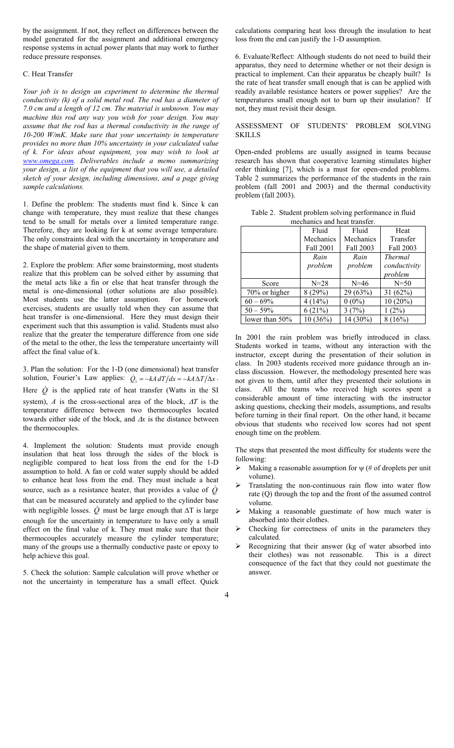by the assignment. If not, they reflect on differences between the model generated for the assignment and additional emergency response systems in actual power plants that may work to further reduce pressure responses.

### C. Heat Transfer

*Your job is to design an experiment to determine the thermal conductivity (k) of a solid metal rod. The rod has a diameter of 7.0 cm and a length of 12 cm. The material is unknown. You may machine this rod any way you wish for your design. You may assume that the rod has a thermal conductivity in the range of 10-200 W/mK. Make sure that your uncertainty in temperature provides no more than 10% uncertainty in your calculated value of k. For ideas about equipment, you may wish to look at www.omega.com. Deliverables include a memo summarizing your design, a list of the equipment that you will use, a detailed sketch of your design, including dimensions, and a page giving sample calculations.*

1. Define the problem: The students must find k. Since k can change with temperature, they must realize that these changes tend to be small for metals over a limited temperature range. Therefore, they are looking for k at some average temperature. The only constraints deal with the uncertainty in temperature and the shape of material given to them.

2. Explore the problem: After some brainstorming, most students realize that this problem can be solved either by assuming that the metal acts like a fin or else that heat transfer through the metal is one-dimensional (other solutions are also possible). Most students use the latter assumption. For homework exercises, students are usually told when they can assume that heat transfer is one-dimensional. Here they must design their experiment such that this assumption is valid. Students must also realize that the greater the temperature difference from one side of the metal to the other, the less the temperature uncertainty will affect the final value of k.

3. Plan the solution: For the 1-D (one dimensional) heat transfer solution, Fourier's Law applies: $\dot{Q}_x = -kA\,dT/dx = -kA\,\Delta T/\Delta x$. Here $\dot{Q}$ is the applied rate of heat transfer (Watts in the SI system), $A$ is the cross-sectional area of the block, $\Delta T$ is the temperature difference between two thermocouples located towards either side of the block, and $\Delta x$ is the distance between the thermocouples.

4. Implement the solution: Students must provide enough insulation that heat loss through the sides of the block is negligible compared to heat loss from the end for the 1-D assumption to hold. A fan or cold water supply should be added to enhance heat loss from the end. They must include a heat source, such as a resistance heater, that provides a value of $\dot{Q}$ that can be measured accurately and applied to the cylinder base with negligible losses. $\dot{Q}$ must be large enough that $\Delta T$ is large enough for the uncertainty in temperature to have only a small effect on the final value of k. They must make sure that their thermocouples accurately measure the cylinder temperature; many of the groups use a thermally conductive paste or epoxy to help achieve this goal.

5. Check the solution: Sample calculation will prove whether or not the uncertainty in temperature has a small effect. Quick calculations comparing heat loss through the insulation to heat loss from the end can justify the 1-D assumption.

6. Evaluate/Reflect: Although students do not need to build their apparatus, they need to determine whether or not their design is practical to implement. Can their apparatus be cheaply built? Is the rate of heat transfer small enough that is can be applied with readily available resistance heaters or power supplies? Are the temperatures small enough not to burn up their insulation? If not, they must revisit their design.

## ASSESSMENT OF STUDENTS' PROBLEM SOLVING SKILLS

Open-ended problems are usually assigned in teams because research has shown that cooperative learning stimulates higher order thinking [7], which is a must for open-ended problems. Table 2 summarizes the performance of the students in the rain problem (fall 2001 and 2003) and the thermal conductivity problem (fall 2003).

Table 2. Student problem solving performance in fluid mechanics and heat transfer.

| | Fluid Mechanics Fall 2001 | Fluid Mechanics Fall 2003 | Heat Transfer Fall 2003 |
|---|---|---|---|
| | *Rain problem* | *Rain problem* | *Thermal conductivity problem* |
| Score | N=28 | N=46 | N=50 |
| 70% or higher | 8 (29%) | 29 (63%) | 31 (62%) |
| 60 – 69% | 4 (14%) | 0 (0%) | 10 (20%) |
| 50 – 59% | 6 (21%) | 3 (7%) | 1 (2%) |
| lower than 50% | 10 (36%) | 14 (30%) | 8 (16%) |

In 2001 the rain problem was briefly introduced in class. Students worked in teams, without any interaction with the instructor, except during the presentation of their solution in class. In 2003 students received more guidance through an in-class discussion. However, the methodology presented here was not given to them, until after they presented their solutions in class. All the teams who received high scores spent a considerable amount of time interacting with the instructor asking questions, checking their models, assumptions, and results before turning in their final report. On the other hand, it became obvious that students who received low scores had not spent enough time on the problem.

The steps that presented the most difficulty for students were the following:

- Making a reasonable assumption for ψ (# of droplets per unit volume).
- Translating the non-continuous rain flow into water flow rate (Q) through the top and the front of the assumed control volume.
- Making a reasonable guestimate of how much water is absorbed into their clothes.
- Checking for correctness of units in the parameters they calculated.
- Recognizing that their answer (kg of water absorbed into their clothes) was not reasonable. This is a direct consequence of the fact that they could not guestimate the answer.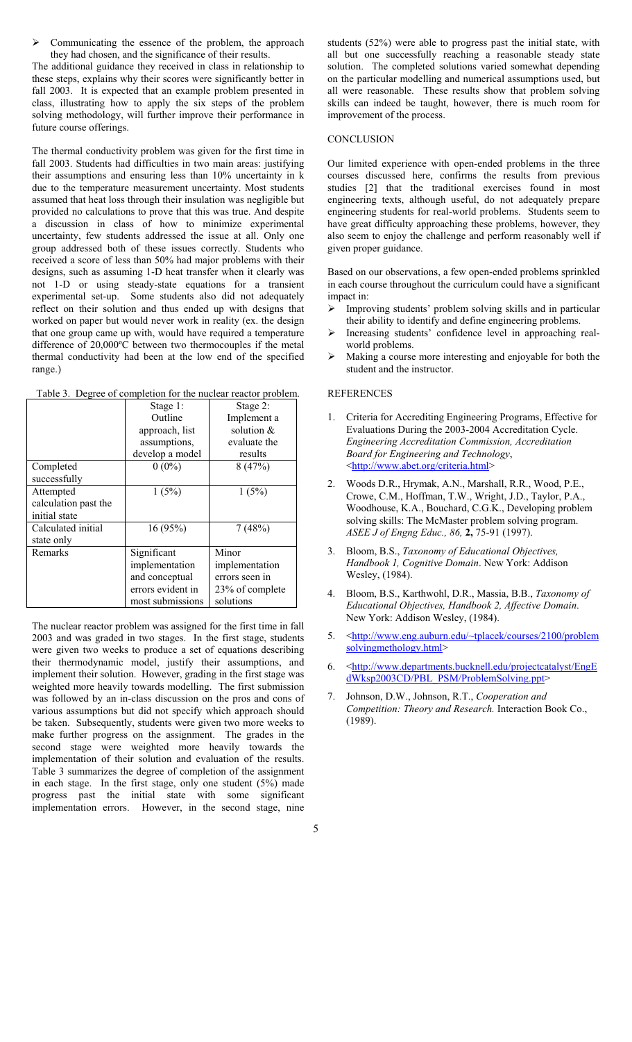- Communicating the essence of the problem, the approach they had chosen, and the significance of their results.

The additional guidance they received in class in relationship to these steps, explains why their scores were significantly better in fall 2003. It is expected that an example problem presented in class, illustrating how to apply each of the six steps of the problem solving methodology, will further improve their performance in future course offerings.

The thermal conductivity problem was given for the first time in fall 2003. Students had difficulties in two main areas: justifying their assumptions and ensuring less than 10% uncertainty in k due to the temperature measurement uncertainty. Most students assumed that heat loss through their insulation was negligible but provided no calculations to prove that this was true. And despite a discussion in class of how to minimize experimental uncertainty, few students addressed the issue at all. Only one group addressed both of these issues correctly. Students who received a score of less than 50% had major problems with their designs, such as assuming 1-D heat transfer when it clearly was not 1-D or using steady-state equations for a transient experimental set-up. Some students also did not adequately reflect on their solution and thus ended up with designs that worked on paper but would never work in reality (ex. the design that one group came up with, would have required a temperature difference of 20,000ºC between two thermocouples if the metal thermal conductivity had been at the low end of the specified range.)

Table 3. Degree of completion for the nuclear reactor problem.

| | Stage 1: Outline approach, list assumptions, develop a model | Stage 2: Implement a solution & evaluate the results |
|---|---|---|
| Completed successfully | 0 (0%) | 8 (47%) |
| Attempted calculation past the initial state | 1 (5%) | 1 (5%) |
| Calculated initial state only | 16 (95%) | 7 (48%) |
| Remarks | Significant implementation and conceptual errors evident in most submissions | Minor implementation errors seen in 23% of complete solutions |

The nuclear reactor problem was assigned for the first time in fall 2003 and was graded in two stages. In the first stage, students were given two weeks to produce a set of equations describing their thermodynamic model, justify their assumptions, and implement their solution. However, grading in the first stage was weighted more heavily towards modelling. The first submission was followed by an in-class discussion on the pros and cons of various assumptions but did not specify which approach should be taken. Subsequently, students were given two more weeks to make further progress on the assignment. The grades in the second stage were weighted more heavily towards the implementation of their solution and evaluation of the results. Table 3 summarizes the degree of completion of the assignment in each stage. In the first stage, only one student (5%) made progress past the initial state with some significant implementation errors. However, in the second stage, nine students (52%) were able to progress past the initial state, with all but one successfully reaching a reasonable steady state solution. The completed solutions varied somewhat depending on the particular modelling and numerical assumptions used, but all were reasonable. These results show that problem solving skills can indeed be taught, however, there is much room for improvement of the process.

## CONCLUSION

Our limited experience with open-ended problems in the three courses discussed here, confirms the results from previous studies [2] that the traditional exercises found in most engineering texts, although useful, do not adequately prepare engineering students for real-world problems. Students seem to have great difficulty approaching these problems, however, they also seem to enjoy the challenge and perform reasonably well if given proper guidance.

Based on our observations, a few open-ended problems sprinkled in each course throughout the curriculum could have a significant impact in:

- Improving students' problem solving skills and in particular their ability to identify and define engineering problems.
- Increasing students' confidence level in approaching real-world problems.
- Making a course more interesting and enjoyable for both the student and the instructor.

## REFERENCES

1. Criteria for Accrediting Engineering Programs, Effective for Evaluations During the 2003-2004 Accreditation Cycle. *Engineering Accreditation Commission, Accreditation Board for Engineering and Technology*, <http://www.abet.org/criteria.html>
2. Woods D.R., Hrymak, A.N., Marshall, R.R., Wood, P.E., Crowe, C.M., Hoffman, T.W., Wright, J.D., Taylor, P.A., Woodhouse, K.A., Bouchard, C.G.K., Developing problem solving skills: The McMaster problem solving program. *ASEE J of Engng Educ., 86,* **2,** 75-91 (1997).
3. Bloom, B.S., *Taxonomy of Educational Objectives, Handbook 1, Cognitive Domain*. New York: Addison Wesley, (1984).
4. Bloom, B.S., Karthwohl, D.R., Massia, B.B., *Taxonomy of Educational Objectives, Handbook 2, Affective Domain*. New York: Addison Wesley, (1984).
5. <http://www.eng.auburn.edu/~tplacek/courses/2100/problemsolvingmethodology.html>
6. <http://www.departments.bucknell.edu/projectcatalyst/EngEdWksp2003CD/PBL_PSM/ProblemSolving.ppt>
7. Johnson, D.W., Johnson, R.T., *Cooperation and Competition: Theory and Research.* Interaction Book Co., (1989).